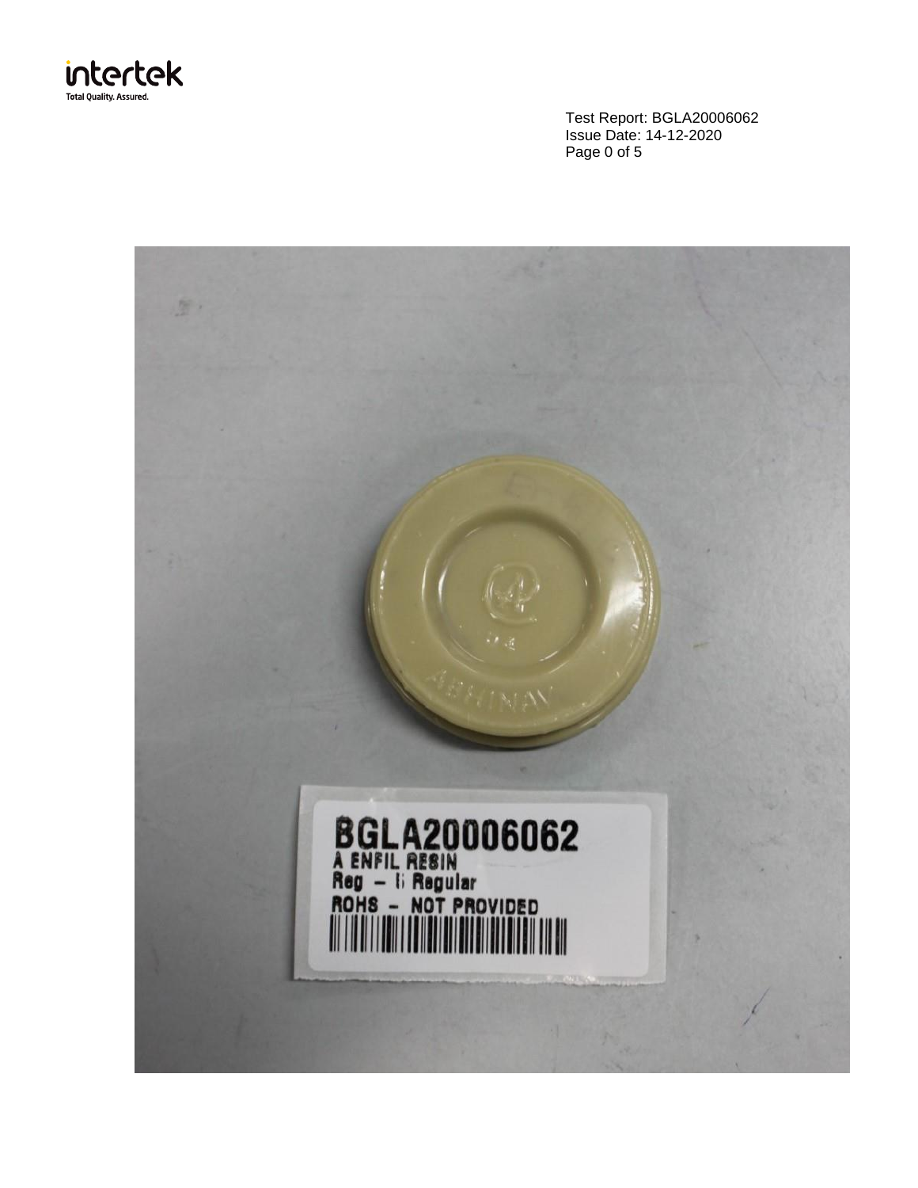Test Report: BGLA20006062
Issue Date: 14-12-2020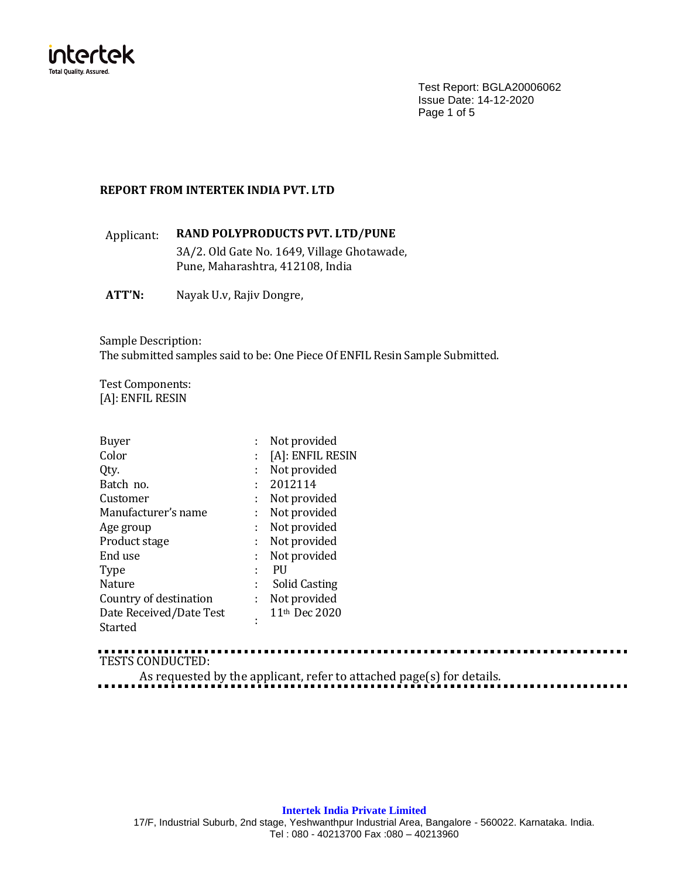Test Report: BGLA20006062
Issue Date: 14-12-2020

**REPORT FROM INTERTEK INDIA PVT. LTD**

Applicant: **RAND POLYPRODUCTS PVT. LTD/PUNE**
3A/2. Old Gate No. 1649, Village Ghotawade,
Pune, Maharashtra, 412108, India

**ATT'N:** Nayak U.v, Rajiv Dongre,

Sample Description:
The submitted samples said to be: One Piece Of ENFIL Resin Sample Submitted.

Test Components:
[A]: ENFIL RESIN

| | | |
|---|---|---|
| Buyer | : | Not provided |
| Color | : | [A]: ENFIL RESIN |
| Qty. | : | Not provided |
| Batch no. | : | 2012114 |
| Customer | : | Not provided |
| Manufacturer's name | : | Not provided |
| Age group | : | Not provided |
| Product stage | : | Not provided |
| End use | : | Not provided |
| Type | : | PU |
| Nature | : | Solid Casting |
| Country of destination | : | Not provided |
| Date Received/Date Test Started | : | 11th Dec 2020 |

TESTS CONDUCTED:
As requested by the applicant, refer to attached page(s) for details.

**Intertek India Private Limited**
17/F, Industrial Suburb, 2nd stage, Yeshwanthpur Industrial Area, Bangalore - 560022. Karnataka. India.
Tel : 080 - 40213700 Fax :080 – 40213960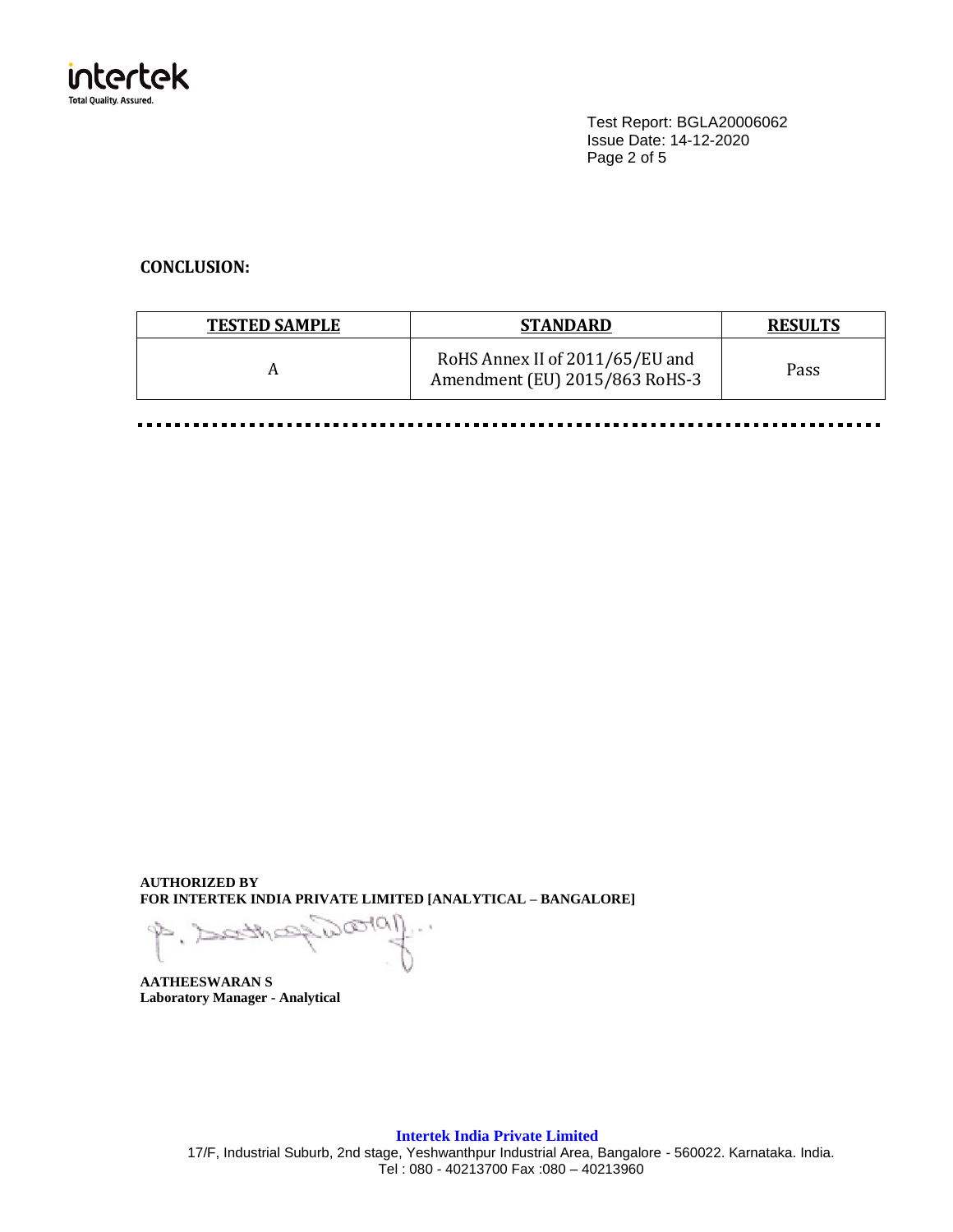Test Report: BGLA20006062
Issue Date: 14-12-2020

## CONCLUSION:

| TESTED SAMPLE | STANDARD | RESULTS |
|---|---|---|
| A | RoHS Annex II of 2011/65/EU and Amendment (EU) 2015/863 RoHS-3 | Pass |

**AUTHORIZED BY**
**FOR INTERTEK INDIA PRIVATE LIMITED [ANALYTICAL – BANGALORE]**

**AATHEESWARAN S**
**Laboratory Manager - Analytical**

**Intertek India Private Limited**
17/F, Industrial Suburb, 2nd stage, Yeshwanthpur Industrial Area, Bangalore - 560022. Karnataka. India.
Tel : 080 - 40213700 Fax :080 – 40213960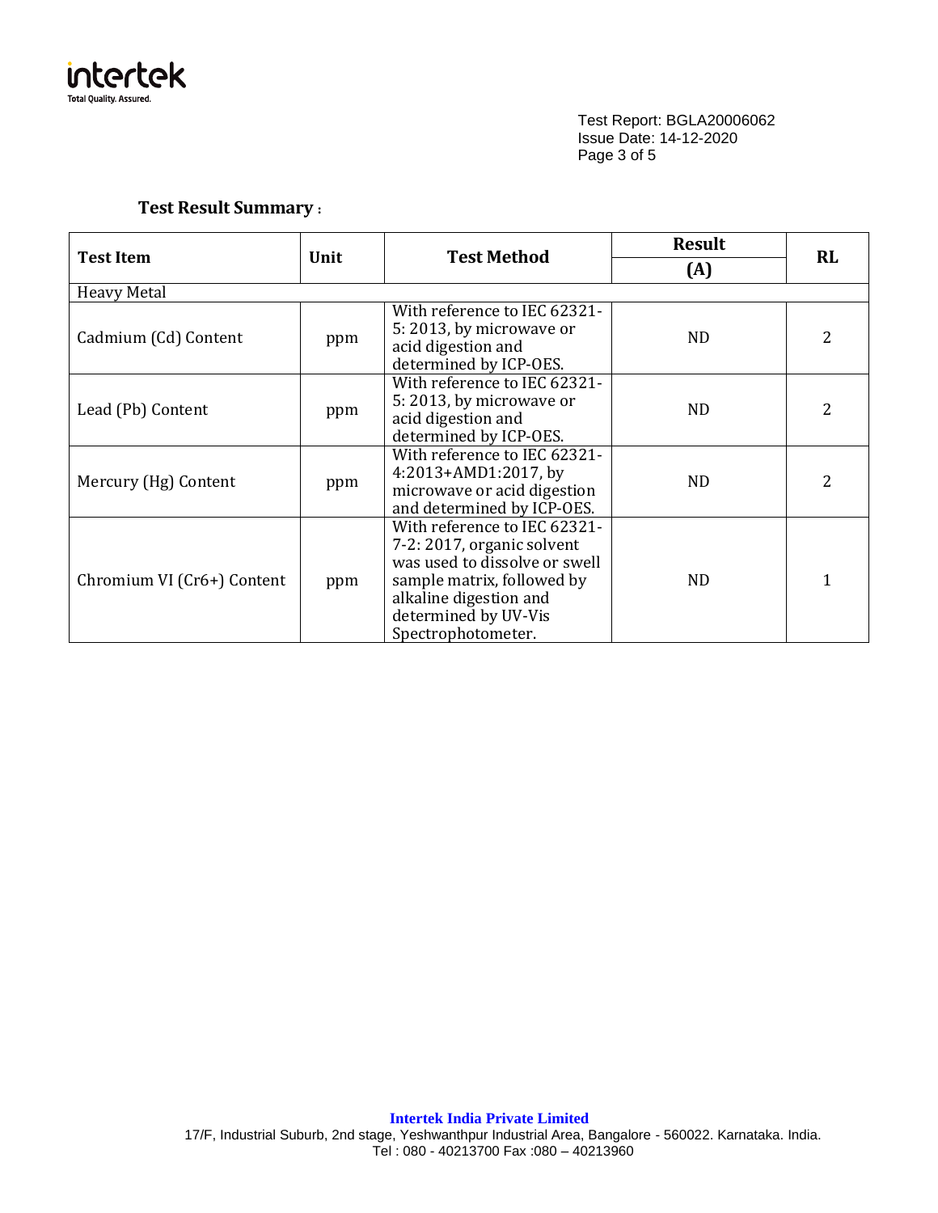Test Report: BGLA20006062
Issue Date: 14-12-2020

## Test Result Summary :

| Test Item | Unit | Test Method | Result (A) | RL |
|---|---|---|---|---|
| Heavy Metal | | | | |
| Cadmium (Cd) Content | ppm | With reference to IEC 62321-5: 2013, by microwave or acid digestion and determined by ICP-OES. | ND | 2 |
| Lead (Pb) Content | ppm | With reference to IEC 62321-5: 2013, by microwave or acid digestion and determined by ICP-OES. | ND | 2 |
| Mercury (Hg) Content | ppm | With reference to IEC 62321-4:2013+AMD1:2017, by microwave or acid digestion and determined by ICP-OES. | ND | 2 |
| Chromium VI (Cr6+) Content | ppm | With reference to IEC 62321-7-2: 2017, organic solvent was used to dissolve or swell sample matrix, followed by alkaline digestion and determined by UV-Vis Spectrophotometer. | ND | 1 |

**Intertek India Private Limited**
17/F, Industrial Suburb, 2nd stage, Yeshwanthpur Industrial Area, Bangalore - 560022. Karnataka. India.
Tel : 080 - 40213700 Fax :080 – 40213960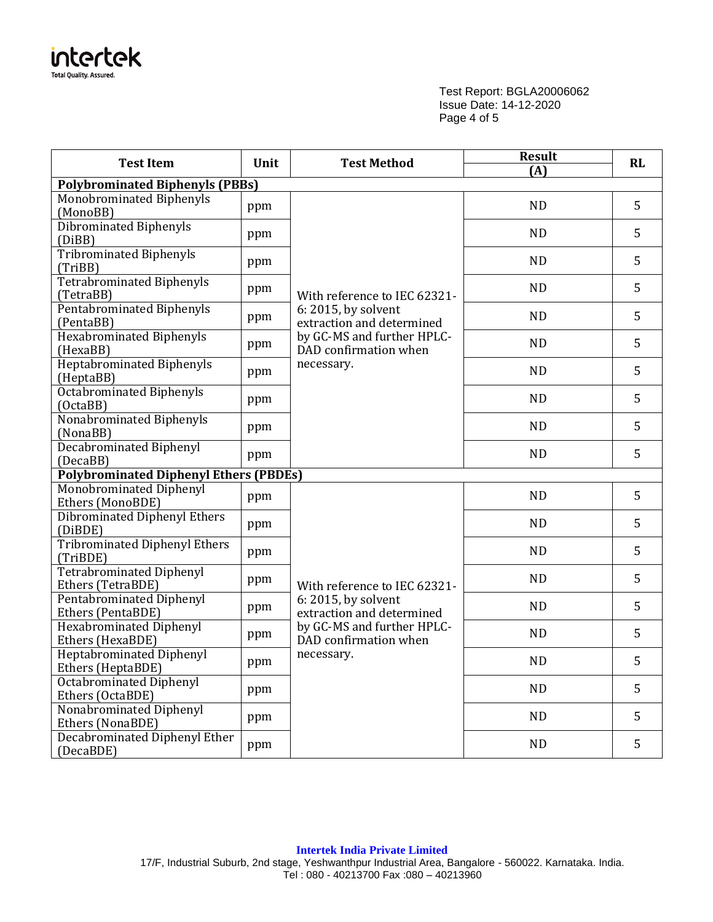Test Report: BGLA20006062
Issue Date: 14-12-2020

| Test Item | Unit | Test Method | Result (A) | RL |
|---|---|---|---|---|
| **Polybrominated Biphenyls (PBBs)** | | | | |
| Monobrominated Biphenyls (MonoBB) | ppm | With reference to IEC 62321-6: 2015, by solvent extraction and determined by GC-MS and further HPLC-DAD confirmation when necessary. | ND | 5 |
| Dibrominated Biphenyls (DiBB) | ppm | | ND | 5 |
| Tribrominated Biphenyls (TriBB) | ppm | | ND | 5 |
| Tetrabrominated Biphenyls (TetraBB) | ppm | | ND | 5 |
| Pentabrominated Biphenyls (PentaBB) | ppm | | ND | 5 |
| Hexabrominated Biphenyls (HexaBB) | ppm | | ND | 5 |
| Heptabrominated Biphenyls (HeptaBB) | ppm | | ND | 5 |
| Octabrominated Biphenyls (OctaBB) | ppm | | ND | 5 |
| Nonabrominated Biphenyls (NonaBB) | ppm | | ND | 5 |
| Decabrominated Biphenyl (DecaBB) | ppm | | ND | 5 |
| **Polybrominated Diphenyl Ethers (PBDEs)** | | | | |
| Monobrominated Diphenyl Ethers (MonoBDE) | ppm | With reference to IEC 62321-6: 2015, by solvent extraction and determined by GC-MS and further HPLC-DAD confirmation when necessary. | ND | 5 |
| Dibrominated Diphenyl Ethers (DiBDE) | ppm | | ND | 5 |
| Tribrominated Diphenyl Ethers (TriBDE) | ppm | | ND | 5 |
| Tetrabrominated Diphenyl Ethers (TetraBDE) | ppm | | ND | 5 |
| Pentabrominated Diphenyl Ethers (PentaBDE) | ppm | | ND | 5 |
| Hexabrominated Diphenyl Ethers (HexaBDE) | ppm | | ND | 5 |
| Heptabrominated Diphenyl Ethers (HeptaBDE) | ppm | | ND | 5 |
| Octabrominated Diphenyl Ethers (OctaBDE) | ppm | | ND | 5 |
| Nonabrominated Diphenyl Ethers (NonaBDE) | ppm | | ND | 5 |
| Decabrominated Diphenyl Ether (DecaBDE) | ppm | | ND | 5 |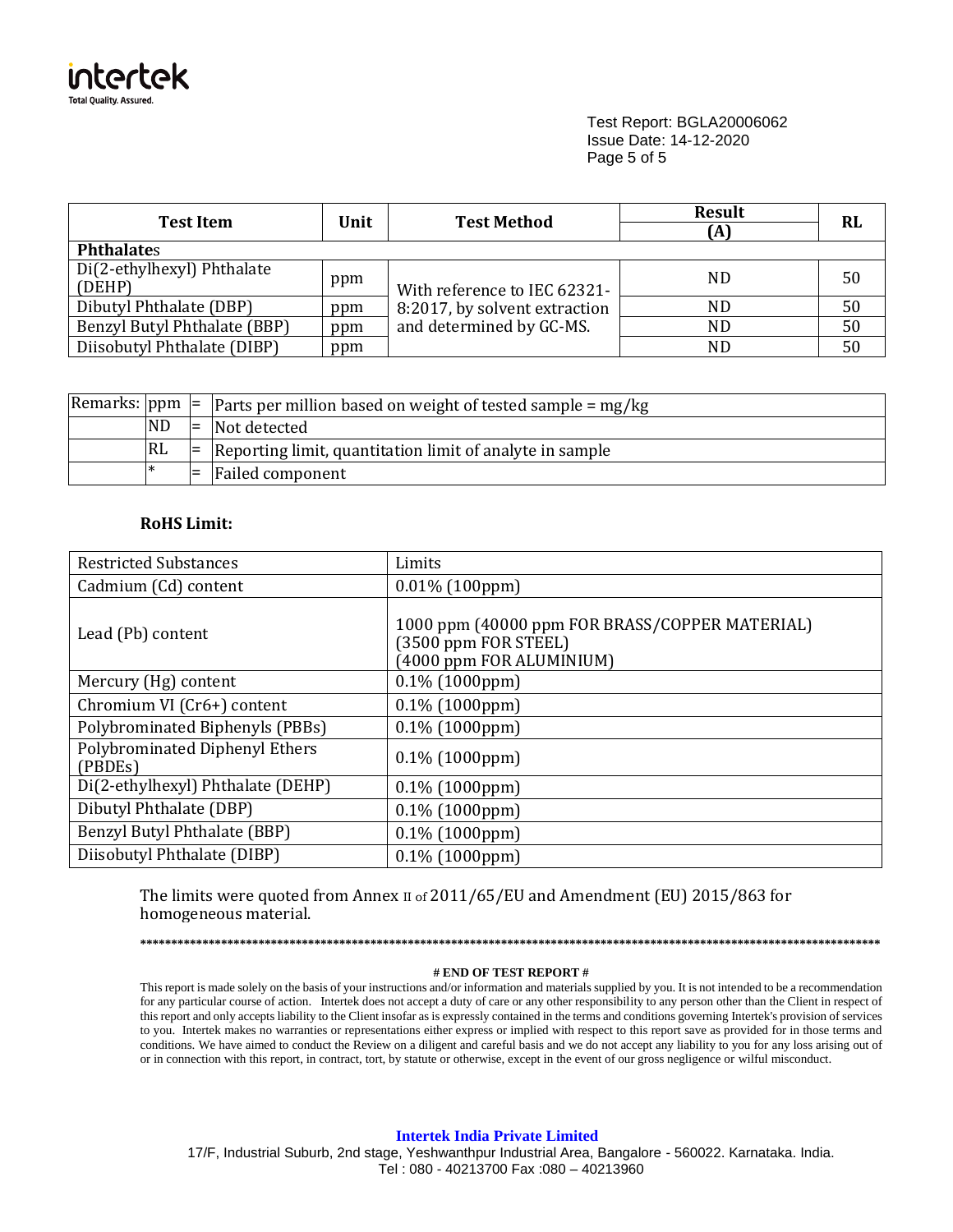Test Report: BGLA20006062
Issue Date: 14-12-2020

| Test Item | Unit | Test Method | Result (A) | RL |
|---|---|---|---|---|
| **Phthalates** | | | | |
| Di(2-ethylhexyl) Phthalate (DEHP) | ppm | With reference to IEC 62321-8:2017, by solvent extraction and determined by GC-MS. | ND | 50 |
| Dibutyl Phthalate (DBP) | ppm | | ND | 50 |
| Benzyl Butyl Phthalate (BBP) | ppm | | ND | 50 |
| Diisobutyl Phthalate (DIBP) | ppm | | ND | 50 |

| | | | |
|---|---|---|---|
| Remarks: | ppm | = | Parts per million based on weight of tested sample = mg/kg |
| | ND | = | Not detected |
| | RL | = | Reporting limit, quantitation limit of analyte in sample |
| | * | = | Failed component |

**RoHS Limit:**

| Restricted Substances | Limits |
|---|---|
| Cadmium (Cd) content | 0.01% (100ppm) |
| Lead (Pb) content | 1000 ppm (40000 ppm FOR BRASS/COPPER MATERIAL) (3500 ppm FOR STEEL) (4000 ppm FOR ALUMINIUM) |
| Mercury (Hg) content | 0.1% (1000ppm) |
| Chromium VI (Cr6+) content | 0.1% (1000ppm) |
| Polybrominated Biphenyls (PBBs) | 0.1% (1000ppm) |
| Polybrominated Diphenyl Ethers (PBDEs) | 0.1% (1000ppm) |
| Di(2-ethylhexyl) Phthalate (DEHP) | 0.1% (1000ppm) |
| Dibutyl Phthalate (DBP) | 0.1% (1000ppm) |
| Benzyl Butyl Phthalate (BBP) | 0.1% (1000ppm) |
| Diisobutyl Phthalate (DIBP) | 0.1% (1000ppm) |

The limits were quoted from Annex II of 2011/65/EU and Amendment (EU) 2015/863 for homogeneous material.

**************************************************************************************************************************

**# END OF TEST REPORT #**

This report is made solely on the basis of your instructions and/or information and materials supplied by you. It is not intended to be a recommendation for any particular course of action. Intertek does not accept a duty of care or any other responsibility to any person other than the Client in respect of this report and only accepts liability to the Client insofar as is expressly contained in the terms and conditions governing Intertek's provision of services to you. Intertek makes no warranties or representations either express or implied with respect to this report save as provided for in those terms and conditions. We have aimed to conduct the Review on a diligent and careful basis and we do not accept any liability to you for any loss arising out of or in connection with this report, in contract, tort, by statute or otherwise, except in the event of our gross negligence or wilful misconduct.

**Intertek India Private Limited**

17/F, Industrial Suburb, 2nd stage, Yeshwanthpur Industrial Area, Bangalore - 560022. Karnataka. India.
Tel : 080 - 40213700 Fax :080 – 40213960